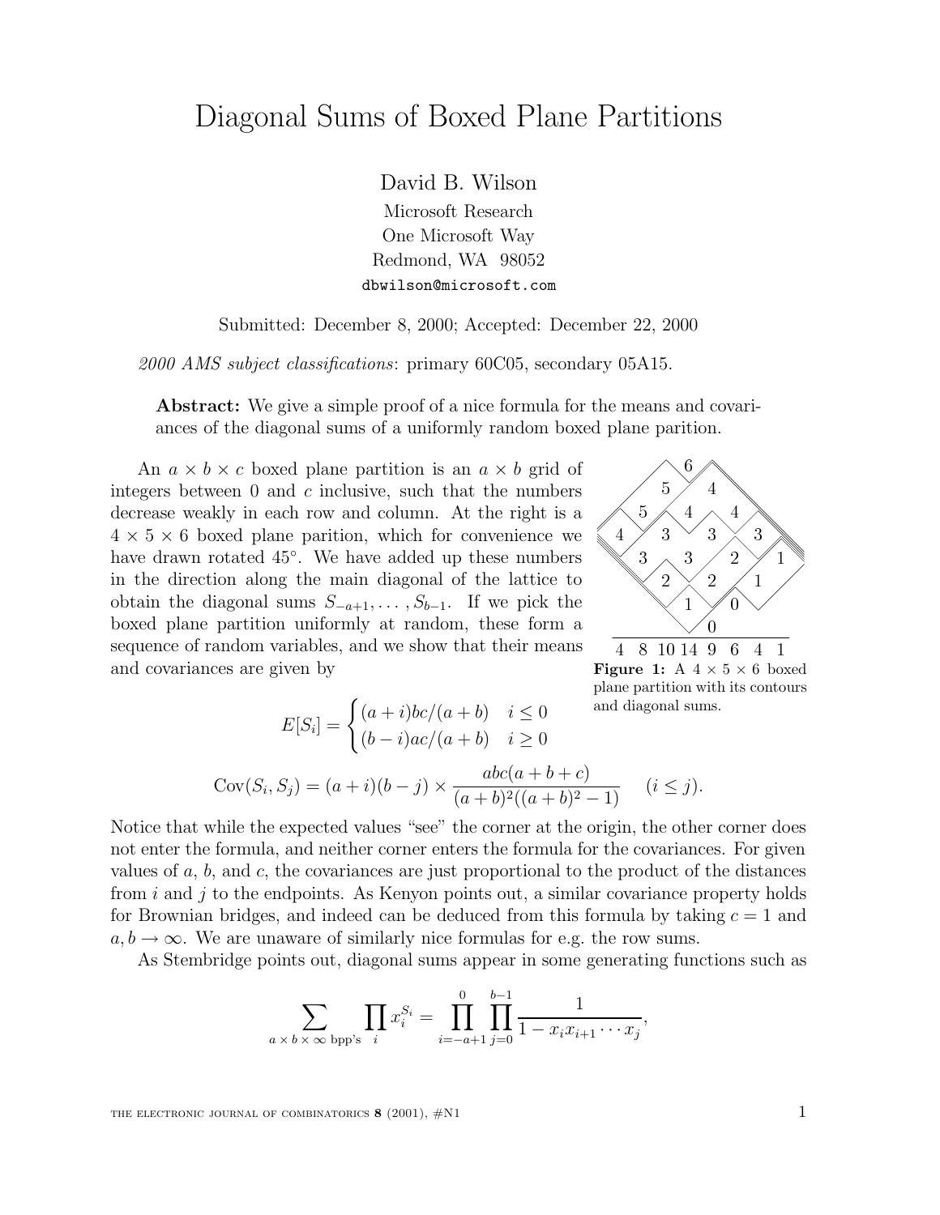# Diagonal Sums of Boxed Plane Partitions

David B. Wilson
Microsoft Research
One Microsoft Way
Redmond, WA 98052
dbwilson@microsoft.com

Submitted: December 8, 2000; Accepted: December 22, 2000

*2000 AMS subject classifications*: primary 60C05, secondary 05A15.

**Abstract:** We give a simple proof of a nice formula for the means and covariances of the diagonal sums of a uniformly random boxed plane parition.

An $a \times b \times c$ boxed plane partition is an $a \times b$ grid of integers between 0 and $c$ inclusive, such that the numbers decrease weakly in each row and column. At the right is a $4 \times 5 \times 6$ boxed plane parition, which for convenience we have drawn rotated 45°. We have added up these numbers in the direction along the main diagonal of the lattice to obtain the diagonal sums $S_{-a+1}, \ldots, S_{b-1}$. If we pick the boxed plane partition uniformly at random, these form a sequence of random variables, and we show that their means and covariances are given by

**Figure 1:** A $4 \times 5 \times 6$ boxed plane partition with its contours and diagonal sums.

$$E[S_i] = \begin{cases} (a+i)bc/(a+b) & i \le 0 \\ (b-i)ac/(a+b) & i \ge 0 \end{cases}$$

$$\mathrm{Cov}(S_i, S_j) = (a+i)(b-j) \times \frac{abc(a+b+c)}{(a+b)^2((a+b)^2-1)} \qquad (i \le j).$$

Notice that while the expected values "see" the corner at the origin, the other corner does not enter the formula, and neither corner enters the formula for the covariances. For given values of $a$, $b$, and $c$, the covariances are just proportional to the product of the distances from $i$ and $j$ to the endpoints. As Kenyon points out, a similar covariance property holds for Brownian bridges, and indeed can be deduced from this formula by taking $c = 1$ and $a, b \to \infty$. We are unaware of similarly nice formulas for e.g. the row sums.

As Stembridge points out, diagonal sums appear in some generating functions such as

$$\sum_{a \times b \times \infty \text{ bpp's}} \prod_i x_i^{S_i} = \prod_{i=-a+1}^{0} \prod_{j=0}^{b-1} \frac{1}{1 - x_i x_{i+1} \cdots x_j},$$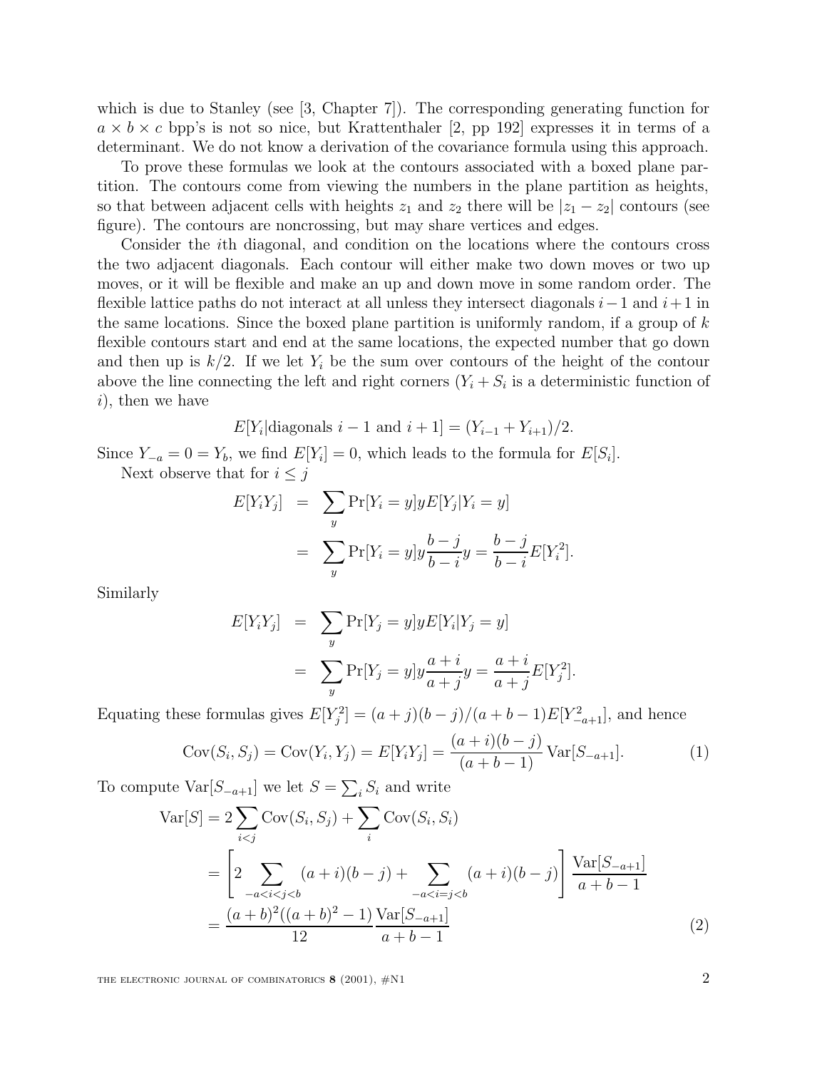which is due to Stanley (see [3, Chapter 7]). The corresponding generating function for $a \times b \times c$ bpp's is not so nice, but Krattenthaler [2, pp 192] expresses it in terms of a determinant. We do not know a derivation of the covariance formula using this approach.

To prove these formulas we look at the contours associated with a boxed plane partition. The contours come from viewing the numbers in the plane partition as heights, so that between adjacent cells with heights $z_1$ and $z_2$ there will be $|z_1 - z_2|$ contours (see figure). The contours are noncrossing, but may share vertices and edges.

Consider the $i$th diagonal, and condition on the locations where the contours cross the two adjacent diagonals. Each contour will either make two down moves or two up moves, or it will be flexible and make an up and down move in some random order. The flexible lattice paths do not interact at all unless they intersect diagonals $i-1$ and $i+1$ in the same locations. Since the boxed plane partition is uniformly random, if a group of $k$ flexible contours start and end at the same locations, the expected number that go down and then up is $k/2$. If we let $Y_i$ be the sum over contours of the height of the contour above the line connecting the left and right corners ($Y_i + S_i$ is a deterministic function of $i$), then we have

$$E[Y_i|\text{diagonals } i-1 \text{ and } i+1] = (Y_{i-1} + Y_{i+1})/2.$$

Since $Y_{-a} = 0 = Y_b$, we find $E[Y_i] = 0$, which leads to the formula for $E[S_i]$.

Next observe that for $i \leq j$

$$\begin{aligned}
E[Y_i Y_j] &= \sum_y \Pr[Y_i = y] y E[Y_j | Y_i = y] \\
&= \sum_y \Pr[Y_i = y] y \frac{b-j}{b-i} y = \frac{b-j}{b-i} E[Y_i^2].
\end{aligned}$$

Similarly

$$\begin{aligned}
E[Y_i Y_j] &= \sum_y \Pr[Y_j = y] y E[Y_i | Y_j = y] \\
&= \sum_y \Pr[Y_j = y] y \frac{a+i}{a+j} y = \frac{a+i}{a+j} E[Y_j^2].
\end{aligned}$$

Equating these formulas gives $E[Y_j^2] = (a+j)(b-j)/(a+b-1) E[Y_{-a+1}^2]$, and hence

$$\operatorname{Cov}(S_i, S_j) = \operatorname{Cov}(Y_i, Y_j) = E[Y_i Y_j] = \frac{(a+i)(b-j)}{(a+b-1)} \operatorname{Var}[S_{-a+1}]. \tag{1}$$

To compute $\operatorname{Var}[S_{-a+1}]$ we let $S = \sum_i S_i$ and write

$$\begin{aligned}
\operatorname{Var}[S] &= 2 \sum_{i<j} \operatorname{Cov}(S_i, S_j) + \sum_i \operatorname{Cov}(S_i, S_i) \\
&= \left[ 2 \sum_{-a<i<j<b} (a+i)(b-j) + \sum_{-a<i=j<b} (a+i)(b-j) \right] \frac{\operatorname{Var}[S_{-a+1}]}{a+b-1} \\
&= \frac{(a+b)^2((a+b)^2 - 1)}{12} \frac{\operatorname{Var}[S_{-a+1}]}{a+b-1}
\end{aligned} \tag{2}$$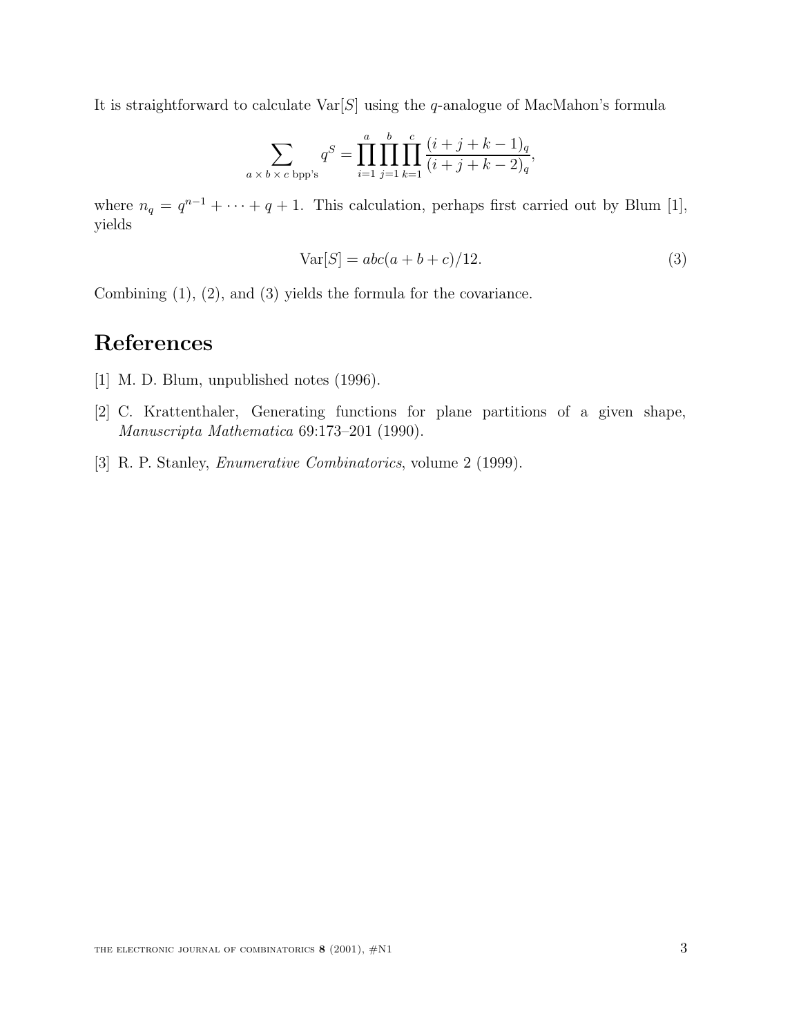It is straightforward to calculate $\mathrm{Var}[S]$ using the $q$-analogue of MacMahon's formula

$$\sum_{a \times b \times c \text{ bpp's}} q^S = \prod_{i=1}^{a} \prod_{j=1}^{b} \prod_{k=1}^{c} \frac{(i+j+k-1)_q}{(i+j+k-2)_q},$$

where $n_q = q^{n-1} + \cdots + q + 1$. This calculation, perhaps first carried out by Blum [1], yields

$$\mathrm{Var}[S] = abc(a+b+c)/12. \tag{3}$$

Combining (1), (2), and (3) yields the formula for the covariance.

## References

[1] M. D. Blum, unpublished notes (1996).

[2] C. Krattenthaler, Generating functions for plane partitions of a given shape, *Manuscripta Mathematica* 69:173–201 (1990).

[3] R. P. Stanley, *Enumerative Combinatorics*, volume 2 (1999).